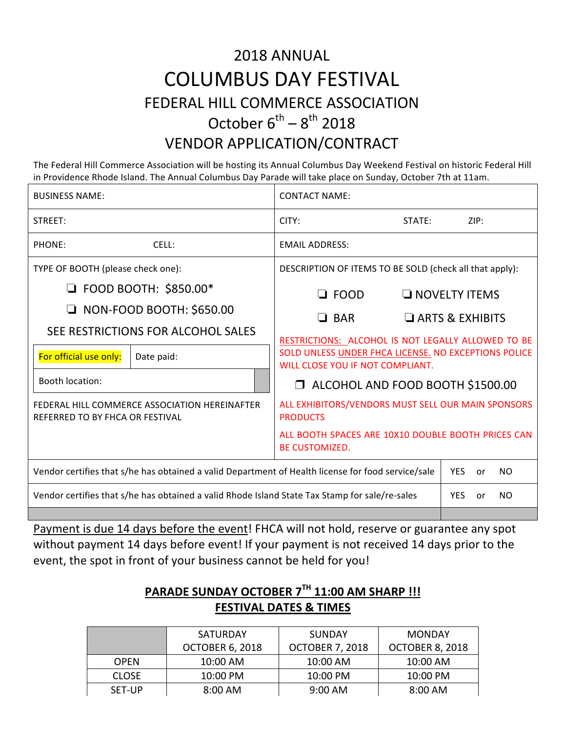# 2018 ANNUAL

# COLUMBUS DAY FESTIVAL

## FEDERAL HILL COMMERCE ASSOCIATION

## October 6th – 8th 2018

## VENDOR APPLICATION/CONTRACT

The Federal Hill Commerce Association will be hosting its Annual Columbus Day Weekend Festival on historic Federal Hill in Providence Rhode Island. The Annual Columbus Day Parade will take place on Sunday, October 7th at 11am.

| | |
|---|---|
| BUSINESS NAME: | CONTACT NAME: |
| STREET: | CITY: STATE: ZIP: |
| PHONE: CELL: | EMAIL ADDRESS: |
| TYPE OF BOOTH (please check one):<br>❏ FOOD BOOTH: $850.00*<br>❏ NON-FOOD BOOTH: $650.00<br>SEE RESTRICTIONS FOR ALCOHOL SALES | DESCRIPTION OF ITEMS TO BE SOLD (check all that apply):<br>❏ FOOD ❏ NOVELTY ITEMS<br>❏ BAR ❏ ARTS & EXHIBITS<br>RESTRICTIONS: ALCOHOL IS NOT LEGALLY ALLOWED TO BE SOLD UNLESS UNDER FHCA LICENSE. NO EXCEPTIONS POLICE WILL CLOSE YOU IF NOT COMPLIANT.<br>❐ ALCOHOL AND FOOD BOOTH $1500.00 |
| For official use only: Date paid:<br>Booth location: | ALL EXHIBITORS/VENDORS MUST SELL OUR MAIN SPONSORS PRODUCTS |
| FEDERAL HILL COMMERCE ASSOCIATION HEREINAFTER REFERRED TO BY FHCA OR FESTIVAL | ALL BOOTH SPACES ARE 10X10 DOUBLE BOOTH PRICES CAN BE CUSTOMIZED. |

| | |
|---|---|
| Vendor certifies that s/he has obtained a valid Department of Health license for food service/sale | YES or NO |
| Vendor certifies that s/he has obtained a valid Rhode Island State Tax Stamp for sale/re-sales | YES or NO |

Payment is due 14 days before the event! FHCA will not hold, reserve or guarantee any spot without payment 14 days before event! If your payment is not received 14 days prior to the event, the spot in front of your business cannot be held for you!

**PARADE SUNDAY OCTOBER 7TH 11:00 AM SHARP !!!**

**FESTIVAL DATES & TIMES**

| | SATURDAY OCTOBER 6, 2018 | SUNDAY OCTOBER 7, 2018 | MONDAY OCTOBER 8, 2018 |
|---|---|---|---|
| OPEN | 10:00 AM | 10:00 AM | 10:00 AM |
| CLOSE | 10:00 PM | 10:00 PM | 10:00 PM |
| SET-UP | 8:00 AM | 9:00 AM | 8:00 AM |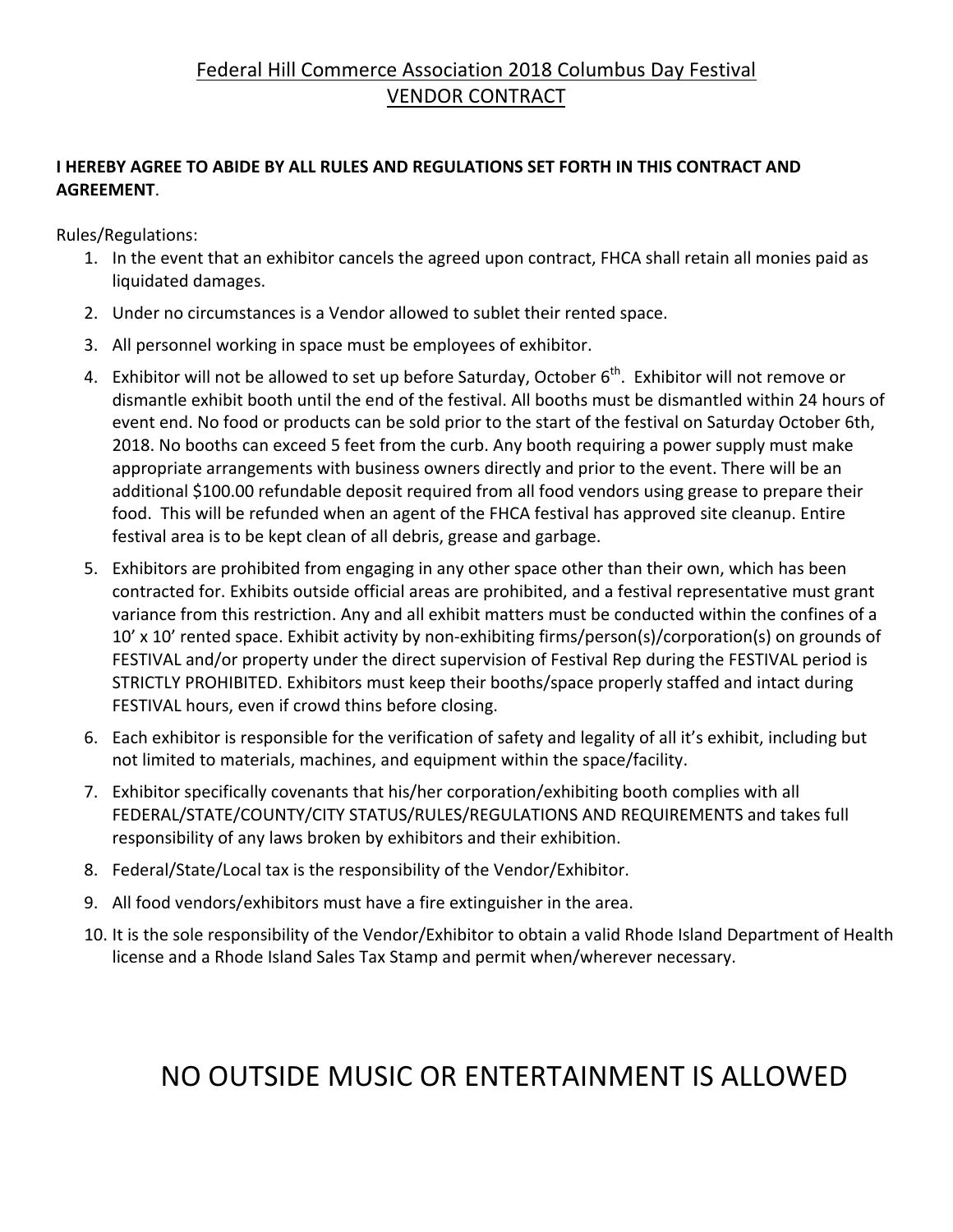# Federal Hill Commerce Association 2018 Columbus Day Festival
## VENDOR CONTRACT

**I HEREBY AGREE TO ABIDE BY ALL RULES AND REGULATIONS SET FORTH IN THIS CONTRACT AND AGREEMENT**.

Rules/Regulations:

1. In the event that an exhibitor cancels the agreed upon contract, FHCA shall retain all monies paid as liquidated damages.
2. Under no circumstances is a Vendor allowed to sublet their rented space.
3. All personnel working in space must be employees of exhibitor.
4. Exhibitor will not be allowed to set up before Saturday, October 6th. Exhibitor will not remove or dismantle exhibit booth until the end of the festival. All booths must be dismantled within 24 hours of event end. No food or products can be sold prior to the start of the festival on Saturday October 6th, 2018. No booths can exceed 5 feet from the curb. Any booth requiring a power supply must make appropriate arrangements with business owners directly and prior to the event. There will be an additional $100.00 refundable deposit required from all food vendors using grease to prepare their food. This will be refunded when an agent of the FHCA festival has approved site cleanup. Entire festival area is to be kept clean of all debris, grease and garbage.
5. Exhibitors are prohibited from engaging in any other space other than their own, which has been contracted for. Exhibits outside official areas are prohibited, and a festival representative must grant variance from this restriction. Any and all exhibit matters must be conducted within the confines of a 10' x 10' rented space. Exhibit activity by non-exhibiting firms/person(s)/corporation(s) on grounds of FESTIVAL and/or property under the direct supervision of Festival Rep during the FESTIVAL period is STRICTLY PROHIBITED. Exhibitors must keep their booths/space properly staffed and intact during FESTIVAL hours, even if crowd thins before closing.
6. Each exhibitor is responsible for the verification of safety and legality of all it's exhibit, including but not limited to materials, machines, and equipment within the space/facility.
7. Exhibitor specifically covenants that his/her corporation/exhibiting booth complies with all FEDERAL/STATE/COUNTY/CITY STATUS/RULES/REGULATIONS AND REQUIREMENTS and takes full responsibility of any laws broken by exhibitors and their exhibition.
8. Federal/State/Local tax is the responsibility of the Vendor/Exhibitor.
9. All food vendors/exhibitors must have a fire extinguisher in the area.
10. It is the sole responsibility of the Vendor/Exhibitor to obtain a valid Rhode Island Department of Health license and a Rhode Island Sales Tax Stamp and permit when/wherever necessary.

# NO OUTSIDE MUSIC OR ENTERTAINMENT IS ALLOWED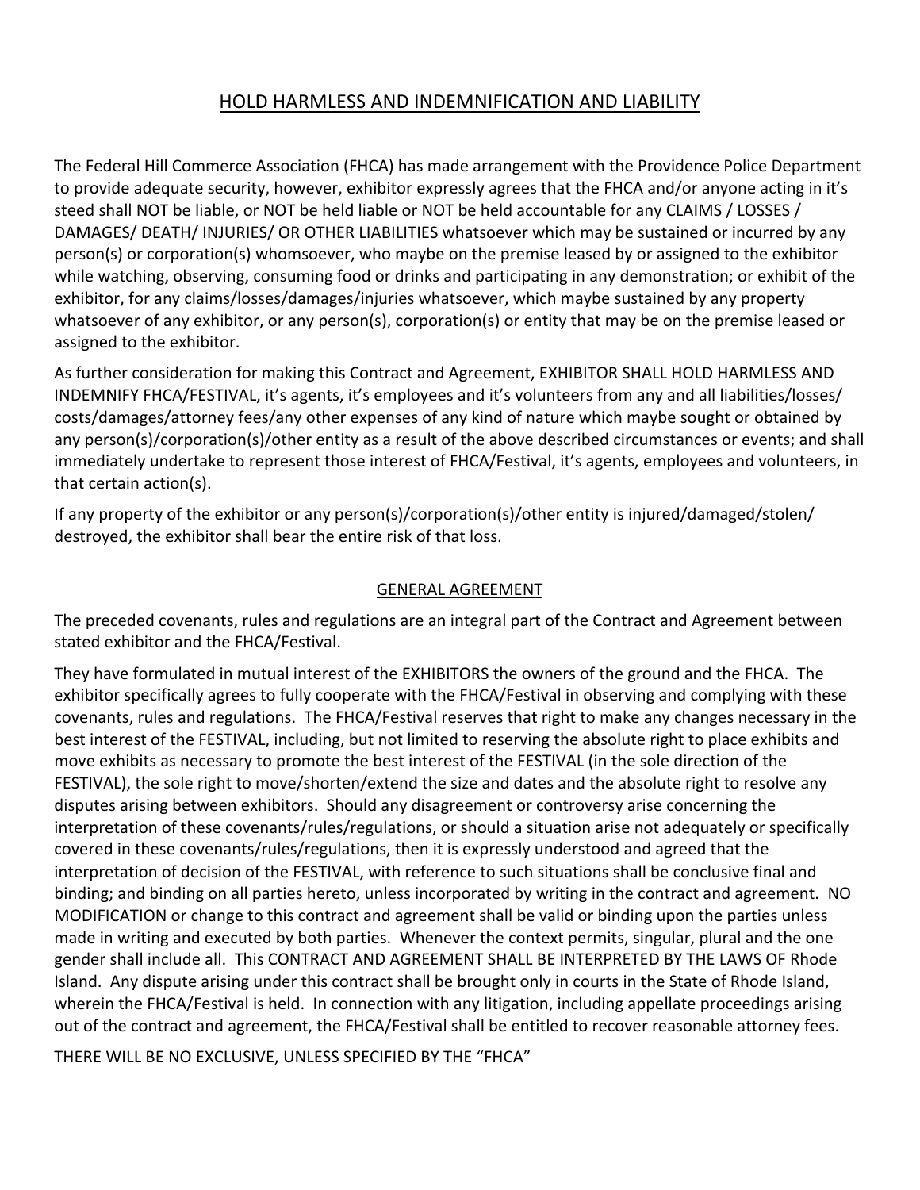## HOLD HARMLESS AND INDEMNIFICATION AND LIABILITY

The Federal Hill Commerce Association (FHCA) has made arrangement with the Providence Police Department to provide adequate security, however, exhibitor expressly agrees that the FHCA and/or anyone acting in it's steed shall NOT be liable, or NOT be held liable or NOT be held accountable for any CLAIMS / LOSSES / DAMAGES/ DEATH/ INJURIES/ OR OTHER LIABILITIES whatsoever which may be sustained or incurred by any person(s) or corporation(s) whomsoever, who maybe on the premise leased by or assigned to the exhibitor while watching, observing, consuming food or drinks and participating in any demonstration; or exhibit of the exhibitor, for any claims/losses/damages/injuries whatsoever, which maybe sustained by any property whatsoever of any exhibitor, or any person(s), corporation(s) or entity that may be on the premise leased or assigned to the exhibitor.

As further consideration for making this Contract and Agreement, EXHIBITOR SHALL HOLD HARMLESS AND INDEMNIFY FHCA/FESTIVAL, it's agents, it's employees and it's volunteers from any and all liabilities/losses/ costs/damages/attorney fees/any other expenses of any kind of nature which maybe sought or obtained by any person(s)/corporation(s)/other entity as a result of the above described circumstances or events; and shall immediately undertake to represent those interest of FHCA/Festival, it's agents, employees and volunteers, in that certain action(s).

If any property of the exhibitor or any person(s)/corporation(s)/other entity is injured/damaged/stolen/ destroyed, the exhibitor shall bear the entire risk of that loss.

### GENERAL AGREEMENT

The preceded covenants, rules and regulations are an integral part of the Contract and Agreement between stated exhibitor and the FHCA/Festival.

They have formulated in mutual interest of the EXHIBITORS the owners of the ground and the FHCA. The exhibitor specifically agrees to fully cooperate with the FHCA/Festival in observing and complying with these covenants, rules and regulations. The FHCA/Festival reserves that right to make any changes necessary in the best interest of the FESTIVAL, including, but not limited to reserving the absolute right to place exhibits and move exhibits as necessary to promote the best interest of the FESTIVAL (in the sole direction of the FESTIVAL), the sole right to move/shorten/extend the size and dates and the absolute right to resolve any disputes arising between exhibitors. Should any disagreement or controversy arise concerning the interpretation of these covenants/rules/regulations, or should a situation arise not adequately or specifically covered in these covenants/rules/regulations, then it is expressly understood and agreed that the interpretation of decision of the FESTIVAL, with reference to such situations shall be conclusive final and binding; and binding on all parties hereto, unless incorporated by writing in the contract and agreement. NO MODIFICATION or change to this contract and agreement shall be valid or binding upon the parties unless made in writing and executed by both parties. Whenever the context permits, singular, plural and the one gender shall include all. This CONTRACT AND AGREEMENT SHALL BE INTERPRETED BY THE LAWS OF Rhode Island. Any dispute arising under this contract shall be brought only in courts in the State of Rhode Island, wherein the FHCA/Festival is held. In connection with any litigation, including appellate proceedings arising out of the contract and agreement, the FHCA/Festival shall be entitled to recover reasonable attorney fees.

THERE WILL BE NO EXCLUSIVE, UNLESS SPECIFIED BY THE "FHCA"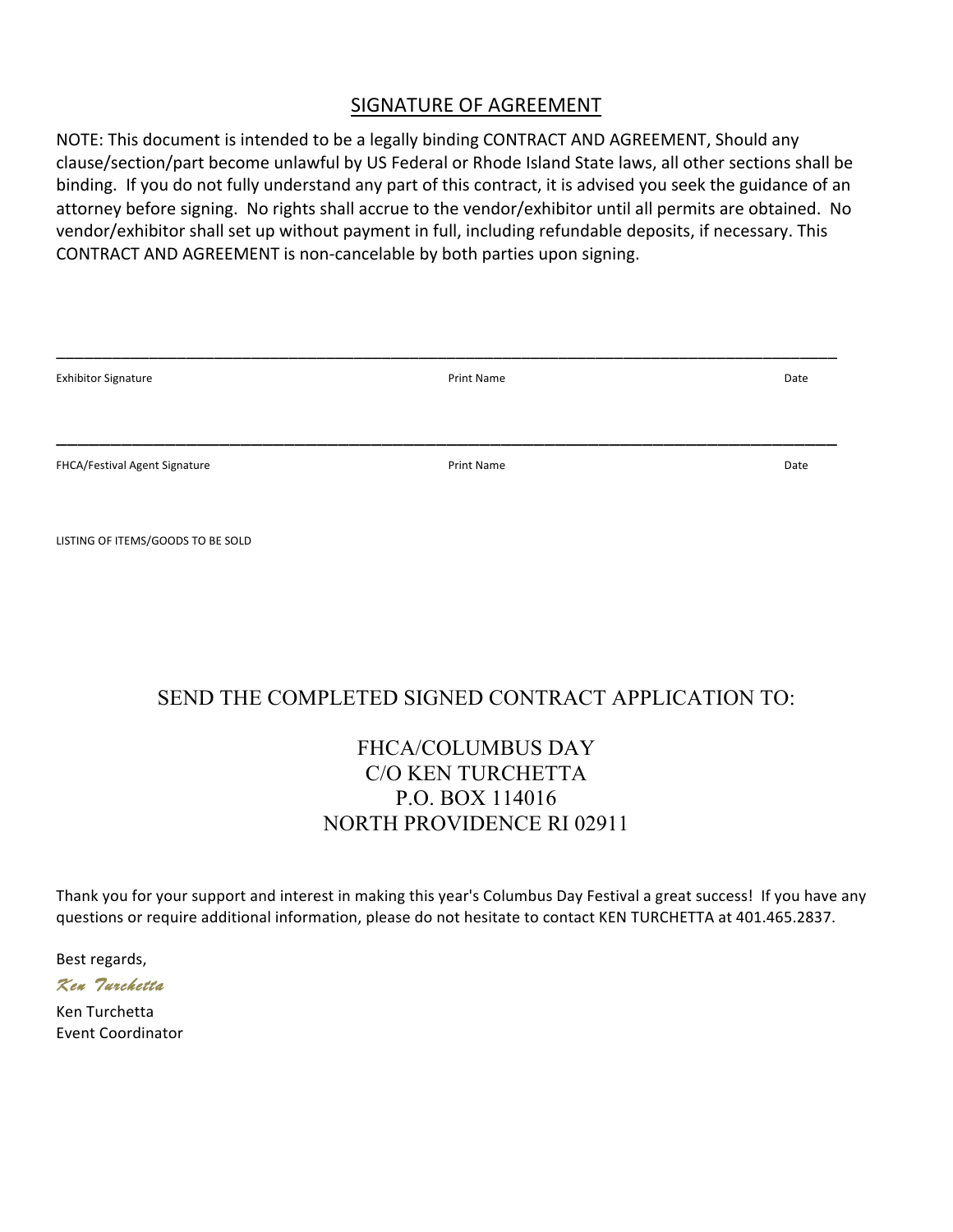## SIGNATURE OF AGREEMENT

NOTE: This document is intended to be a legally binding CONTRACT AND AGREEMENT, Should any clause/section/part become unlawful by US Federal or Rhode Island State laws, all other sections shall be binding. If you do not fully understand any part of this contract, it is advised you seek the guidance of an attorney before signing. No rights shall accrue to the vendor/exhibitor until all permits are obtained. No vendor/exhibitor shall set up without payment in full, including refundable deposits, if necessary. This CONTRACT AND AGREEMENT is non-cancelable by both parties upon signing.

\_\_\_\_\_\_\_\_\_\_\_\_\_\_\_\_\_\_\_\_\_\_\_\_\_\_\_\_\_\_\_\_\_\_\_\_\_\_\_\_\_\_\_\_\_\_\_\_\_\_\_\_\_\_\_\_\_\_\_\_\_\_\_\_\_\_\_\_\_\_\_\_\_\_\_\_\_\_

Exhibitor Signature | Print Name | Date

\_\_\_\_\_\_\_\_\_\_\_\_\_\_\_\_\_\_\_\_\_\_\_\_\_\_\_\_\_\_\_\_\_\_\_\_\_\_\_\_\_\_\_\_\_\_\_\_\_\_\_\_\_\_\_\_\_\_\_\_\_\_\_\_\_\_\_\_\_\_\_\_\_\_\_\_\_\_

FHCA/Festival Agent Signature | Print Name | Date

LISTING OF ITEMS/GOODS TO BE SOLD

### SEND THE COMPLETED SIGNED CONTRACT APPLICATION TO:

FHCA/COLUMBUS DAY
C/O KEN TURCHETTA
P.O. BOX 114016
NORTH PROVIDENCE RI 02911

Thank you for your support and interest in making this year's Columbus Day Festival a great success! If you have any questions or require additional information, please do not hesitate to contact KEN TURCHETTA at 401.465.2837.

Best regards,

*Ken Turchetta*

Ken Turchetta
Event Coordinator